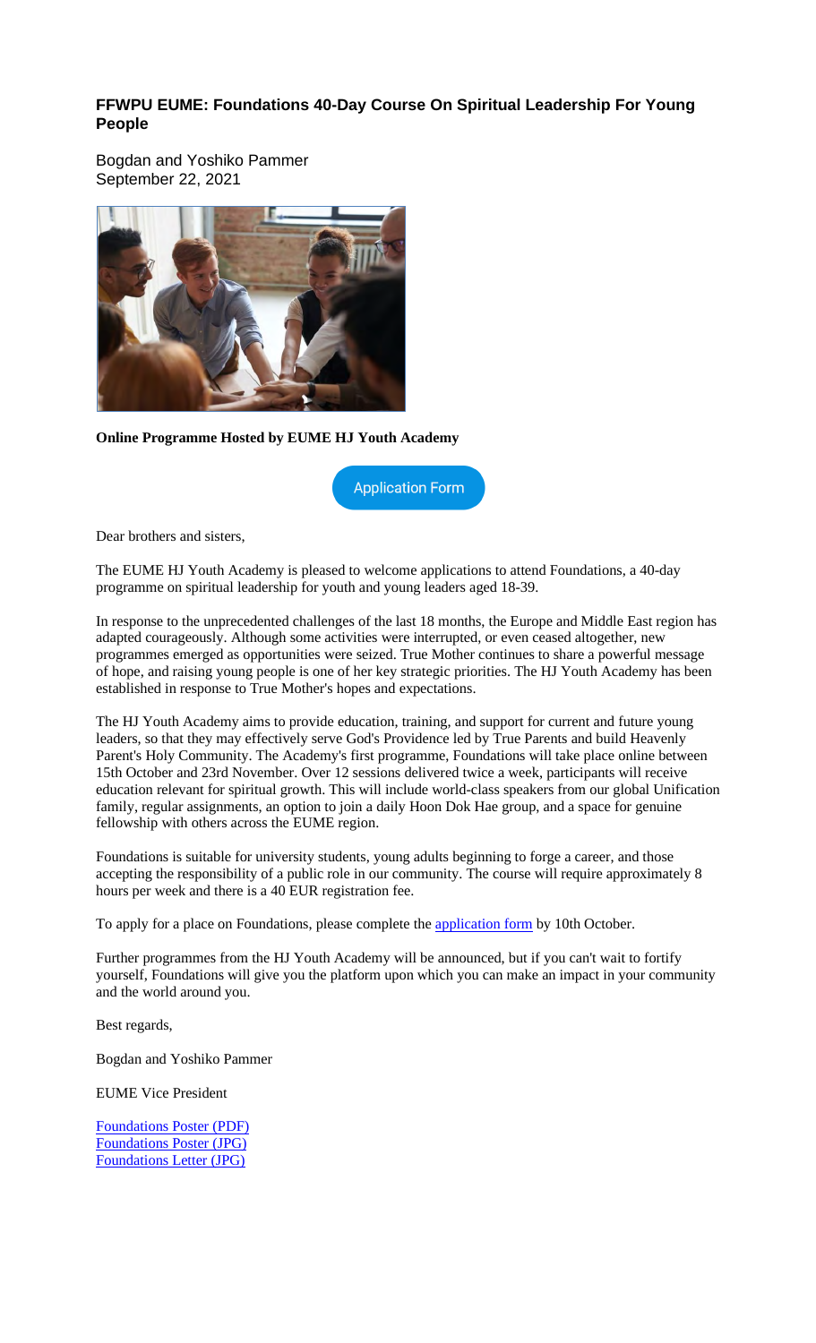# FFWPU EUME: Foundations 40-Day Course On Spiritual Leadership For Young People

Bogdan and Yoshiko Pammer
September 22, 2021

**Online Programme Hosted by EUME HJ Youth Academy**

Application Form

Dear brothers and sisters,

The EUME HJ Youth Academy is pleased to welcome applications to attend Foundations, a 40-day programme on spiritual leadership for youth and young leaders aged 18-39.

In response to the unprecedented challenges of the last 18 months, the Europe and Middle East region has adapted courageously. Although some activities were interrupted, or even ceased altogether, new programmes emerged as opportunities were seized. True Mother continues to share a powerful message of hope, and raising young people is one of her key strategic priorities. The HJ Youth Academy has been established in response to True Mother's hopes and expectations.

The HJ Youth Academy aims to provide education, training, and support for current and future young leaders, so that they may effectively serve God's Providence led by True Parents and build Heavenly Parent's Holy Community. The Academy's first programme, Foundations will take place online between 15th October and 23rd November. Over 12 sessions delivered twice a week, participants will receive education relevant for spiritual growth. This will include world-class speakers from our global Unification family, regular assignments, an option to join a daily Hoon Dok Hae group, and a space for genuine fellowship with others across the EUME region.

Foundations is suitable for university students, young adults beginning to forge a career, and those accepting the responsibility of a public role in our community. The course will require approximately 8 hours per week and there is a 40 EUR registration fee.

To apply for a place on Foundations, please complete the application form by 10th October.

Further programmes from the HJ Youth Academy will be announced, but if you can't wait to fortify yourself, Foundations will give you the platform upon which you can make an impact in your community and the world around you.

Best regards,

Bogdan and Yoshiko Pammer

EUME Vice President

Foundations Poster (PDF)
Foundations Poster (JPG)
Foundations Letter (JPG)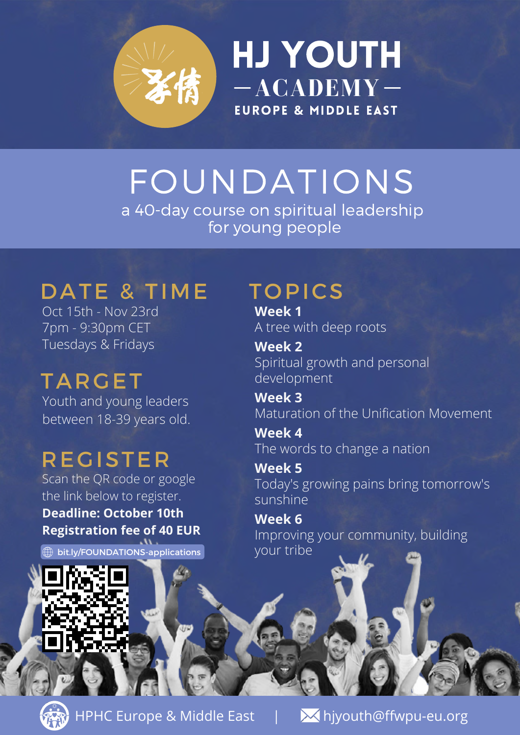# HJ YOUTH

## — ACADEMY —

**EUROPE & MIDDLE EAST**

# FOUNDATIONS

a 40-day course on spiritual leadership for young people

## DATE & TIME

Oct 15th - Nov 23rd
7pm - 9:30pm CET
Tuesdays & Fridays

## TARGET

Youth and young leaders between 18-39 years old.

## REGISTER

Scan the QR code or google the link below to register.

**Deadline: October 10th**

**Registration fee of 40 EUR**

bit.ly/FOUNDATIONS-applications

## TOPICS

**Week 1**
A tree with deep roots

**Week 2**
Spiritual growth and personal development

**Week 3**
Maturation of the Unification Movement

**Week 4**
The words to change a nation

**Week 5**
Today's growing pains bring tomorrow's sunshine

**Week 6**
Improving your community, building your tribe

HPHC Europe & Middle East | hjyouth@ffwpu-eu.org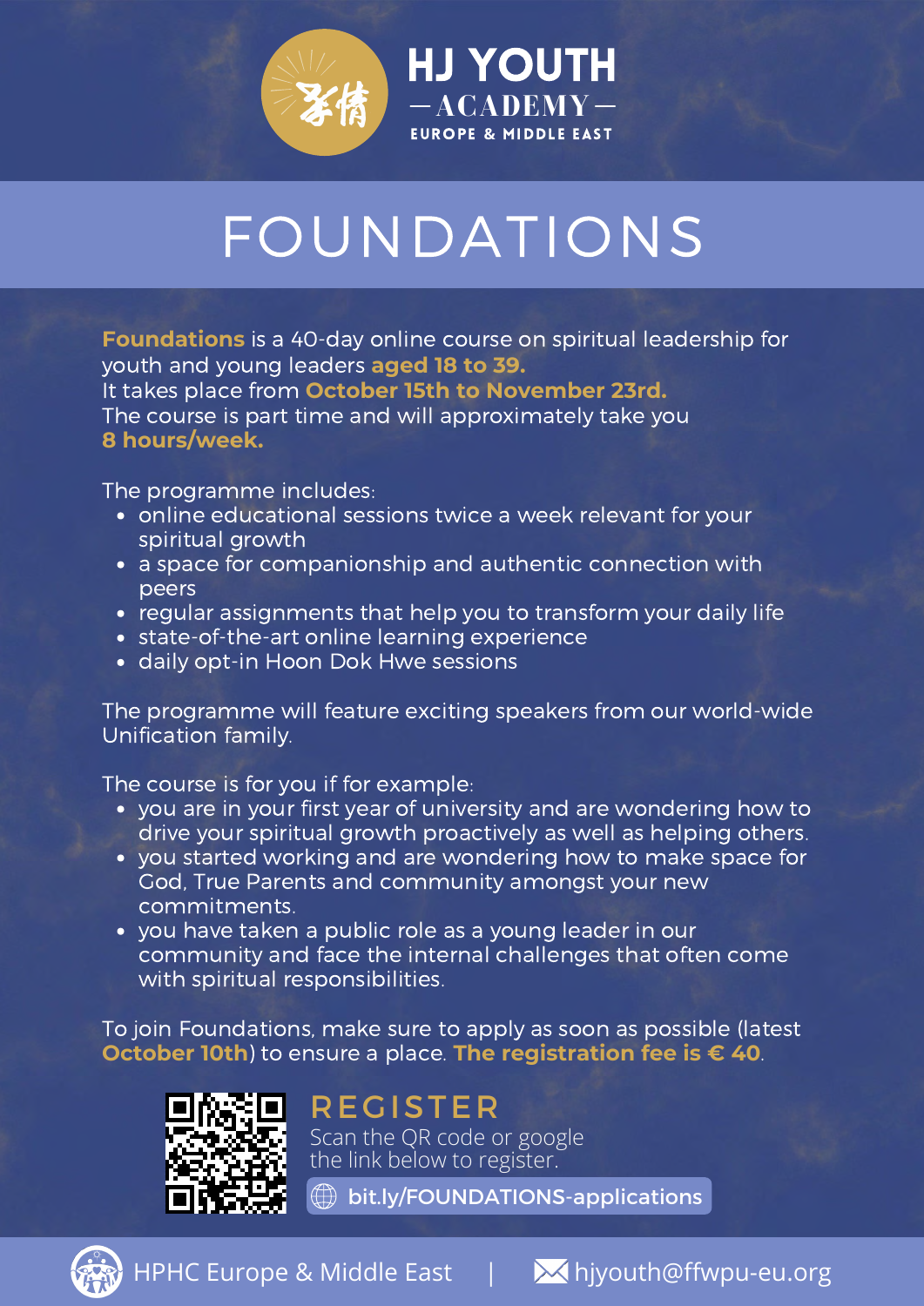# HJ YOUTH

## — ACADEMY —

EUROPE & MIDDLE EAST

# FOUNDATIONS

**Foundations** is a 40-day online course on spiritual leadership for youth and young leaders **aged 18 to 39.**
It takes place from **October 15th to November 23rd.**
The course is part time and will approximately take you
**8 hours/week.**

The programme includes:

- online educational sessions twice a week relevant for your spiritual growth
- a space for companionship and authentic connection with peers
- regular assignments that help you to transform your daily life
- state-of-the-art online learning experience
- daily opt-in Hoon Dok Hwe sessions

The programme will feature exciting speakers from our world-wide Unification family.

The course is for you if for example:

- you are in your first year of university and are wondering how to drive your spiritual growth proactively as well as helping others.
- you started working and are wondering how to make space for God, True Parents and community amongst your new commitments.
- you have taken a public role as a young leader in our community and face the internal challenges that often come with spiritual responsibilities.

To join Foundations, make sure to apply as soon as possible (latest **October 10th**) to ensure a place. **The registration fee is € 40**.

## REGISTER

Scan the QR code or google the link below to register.

bit.ly/FOUNDATIONS-applications

HPHC Europe & Middle East | hjyouth@ffwpu-eu.org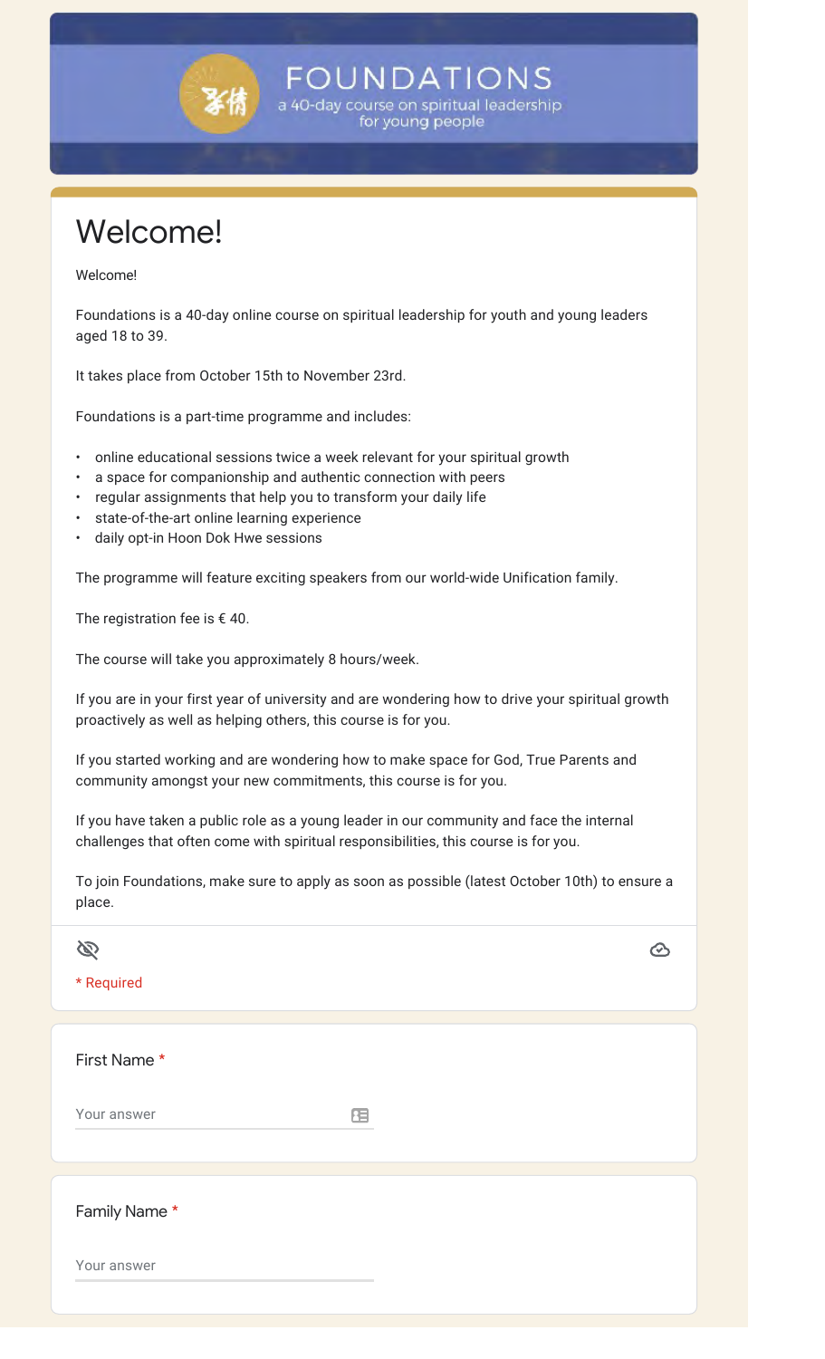# FOUNDATIONS

a 40-day course on spiritual leadership for young people

## Welcome!

Welcome!

Foundations is a 40-day online course on spiritual leadership for youth and young leaders aged 18 to 39.

It takes place from October 15th to November 23rd.

Foundations is a part-time programme and includes:

- online educational sessions twice a week relevant for your spiritual growth
- a space for companionship and authentic connection with peers
- regular assignments that help you to transform your daily life
- state-of-the-art online learning experience
- daily opt-in Hoon Dok Hwe sessions

The programme will feature exciting speakers from our world-wide Unification family.

The registration fee is € 40.

The course will take you approximately 8 hours/week.

If you are in your first year of university and are wondering how to drive your spiritual growth proactively as well as helping others, this course is for you.

If you started working and are wondering how to make space for God, True Parents and community amongst your new commitments, this course is for you.

If you have taken a public role as a young leader in our community and face the internal challenges that often come with spiritual responsibilities, this course is for you.

To join Foundations, make sure to apply as soon as possible (latest October 10th) to ensure a place.

\* Required

First Name *

Your answer

Family Name *

Your answer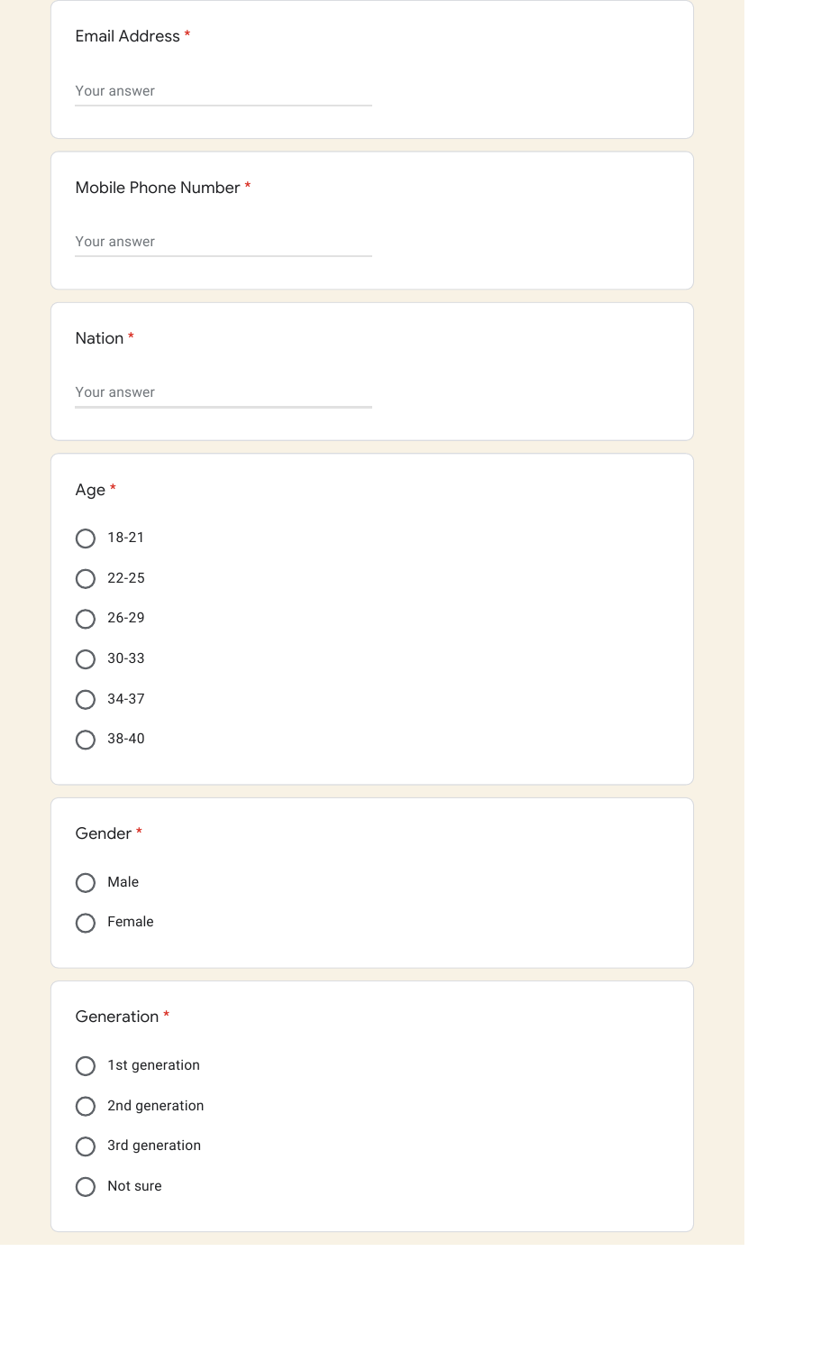Email Address *

Your answer

Mobile Phone Number *

Your answer

Nation *

Your answer

Age *

- 18-21
- 22-25
- 26-29
- 30-33
- 34-37
- 38-40

Gender *

- Male
- Female

Generation *

- 1st generation
- 2nd generation
- 3rd generation
- Not sure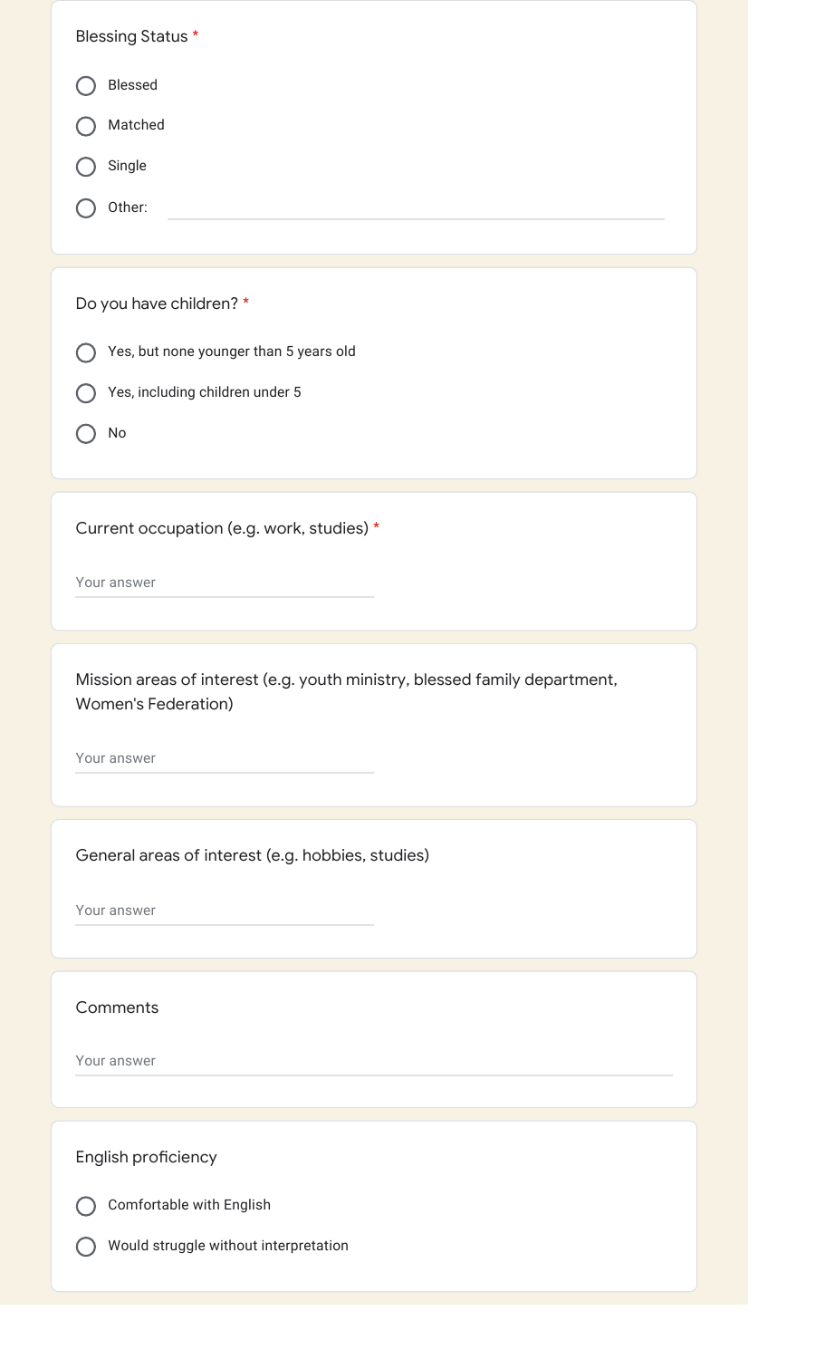Blessing Status *

- ○ Blessed
- ○ Matched
- ○ Single
- ○ Other: ______

Do you have children? *

- ○ Yes, but none younger than 5 years old
- ○ Yes, including children under 5
- ○ No

Current occupation (e.g. work, studies) *

Your answer

Mission areas of interest (e.g. youth ministry, blessed family department, Women's Federation)

Your answer

General areas of interest (e.g. hobbies, studies)

Your answer

Comments

Your answer

English proficiency

- ○ Comfortable with English
- ○ Would struggle without interpretation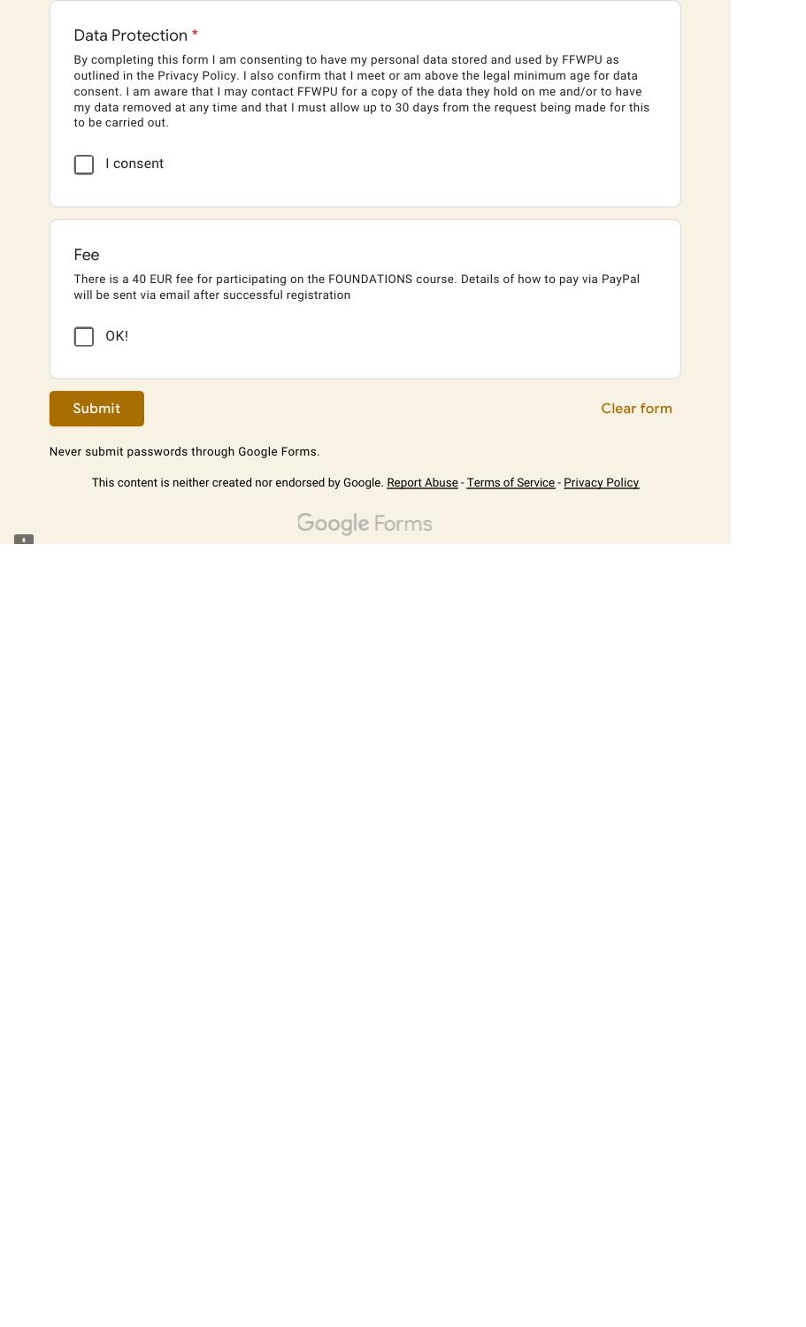### Data Protection *

By completing this form I am consenting to have my personal data stored and used by FFWPU as outlined in the Privacy Policy. I also confirm that I meet or am above the legal minimum age for data consent. I am aware that I may contact FFWPU for a copy of the data they hold on me and/or to have my data removed at any time and that I must allow up to 30 days from the request being made for this to be carried out.

- [ ] I consent

### Fee

There is a 40 EUR fee for participating on the FOUNDATIONS course. Details of how to pay via PayPal will be sent via email after successful registration

- [ ] OK!

Submit    Clear form

Never submit passwords through Google Forms.

This content is neither created nor endorsed by Google. Report Abuse - Terms of Service - Privacy Policy

Google Forms